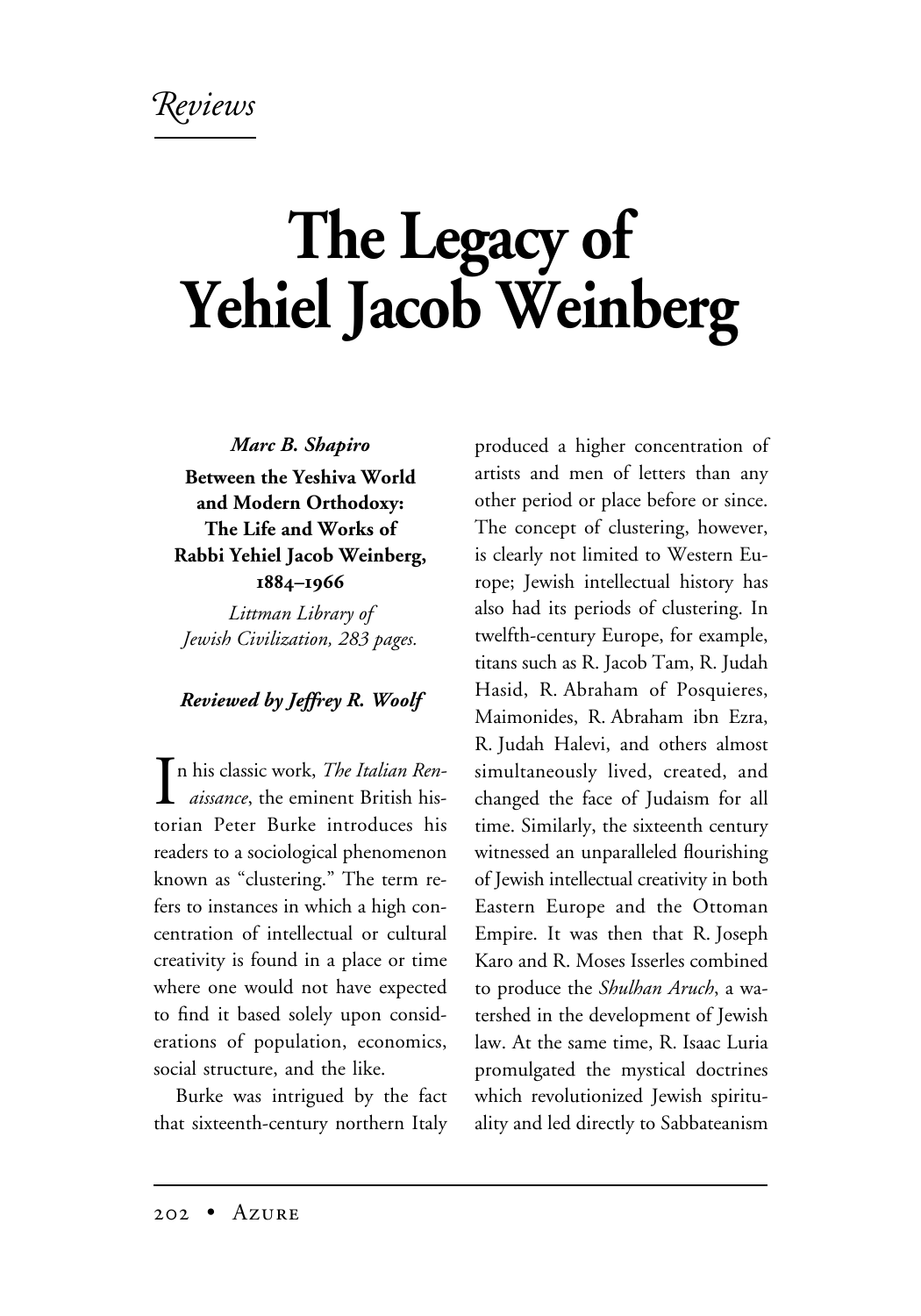*Reviews*

# The Legacy of Yehiel Jacob Weinberg

***Marc B. Shapiro***

**Between the Yeshiva World and Modern Orthodoxy: The Life and Works of Rabbi Yehiel Jacob Weinberg, 1884–1966**

*Littman Library of Jewish Civilization, 283 pages.*

***Reviewed by Jeffrey R. Woolf***

In his classic work, *The Italian Renaissance*, the eminent British historian Peter Burke introduces his readers to a sociological phenomenon known as "clustering." The term refers to instances in which a high concentration of intellectual or cultural creativity is found in a place or time where one would not have expected to find it based solely upon considerations of population, economics, social structure, and the like.

Burke was intrigued by the fact that sixteenth-century northern Italy produced a higher concentration of artists and men of letters than any other period or place before or since. The concept of clustering, however, is clearly not limited to Western Europe; Jewish intellectual history has also had its periods of clustering. In twelfth-century Europe, for example, titans such as R. Jacob Tam, R. Judah Hasid, R. Abraham of Posquieres, Maimonides, R. Abraham ibn Ezra, R. Judah Halevi, and others almost simultaneously lived, created, and changed the face of Judaism for all time. Similarly, the sixteenth century witnessed an unparalleled flourishing of Jewish intellectual creativity in both Eastern Europe and the Ottoman Empire. It was then that R. Joseph Karo and R. Moses Isserles combined to produce the *Shulhan Aruch*, a watershed in the development of Jewish law. At the same time, R. Isaac Luria promulgated the mystical doctrines which revolutionized Jewish spirituality and led directly to Sabbateanism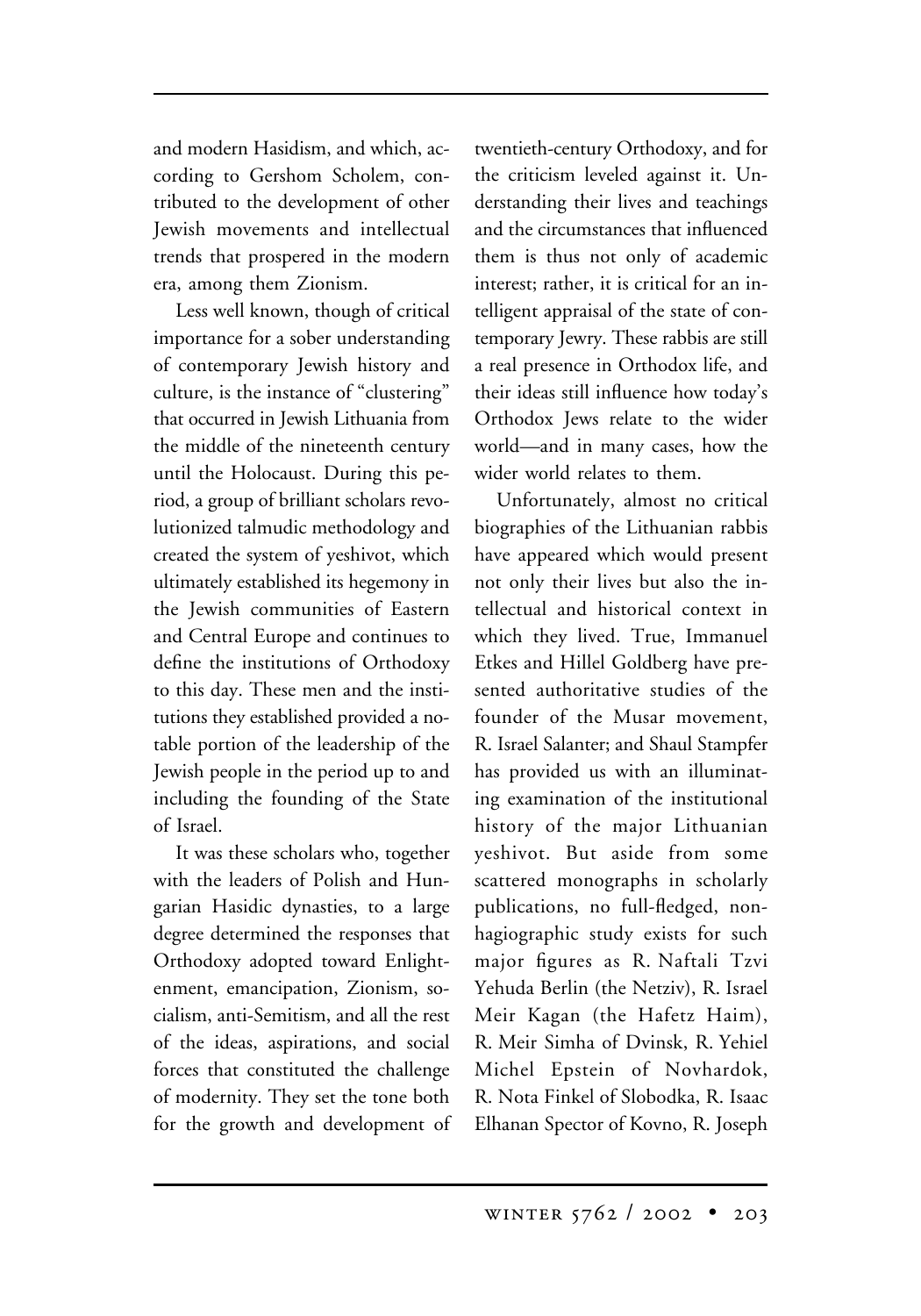and modern Hasidism, and which, according to Gershom Scholem, contributed to the development of other Jewish movements and intellectual trends that prospered in the modern era, among them Zionism.

Less well known, though of critical importance for a sober understanding of contemporary Jewish history and culture, is the instance of "clustering" that occurred in Jewish Lithuania from the middle of the nineteenth century until the Holocaust. During this period, a group of brilliant scholars revolutionized talmudic methodology and created the system of yeshivot, which ultimately established its hegemony in the Jewish communities of Eastern and Central Europe and continues to define the institutions of Orthodoxy to this day. These men and the institutions they established provided a notable portion of the leadership of the Jewish people in the period up to and including the founding of the State of Israel.

It was these scholars who, together with the leaders of Polish and Hungarian Hasidic dynasties, to a large degree determined the responses that Orthodoxy adopted toward Enlightenment, emancipation, Zionism, socialism, anti-Semitism, and all the rest of the ideas, aspirations, and social forces that constituted the challenge of modernity. They set the tone both for the growth and development of twentieth-century Orthodoxy, and for the criticism leveled against it. Understanding their lives and teachings and the circumstances that influenced them is thus not only of academic interest; rather, it is critical for an intelligent appraisal of the state of contemporary Jewry. These rabbis are still a real presence in Orthodox life, and their ideas still influence how today's Orthodox Jews relate to the wider world—and in many cases, how the wider world relates to them.

Unfortunately, almost no critical biographies of the Lithuanian rabbis have appeared which would present not only their lives but also the intellectual and historical context in which they lived. True, Immanuel Etkes and Hillel Goldberg have presented authoritative studies of the founder of the Musar movement, R. Israel Salanter; and Shaul Stampfer has provided us with an illuminating examination of the institutional history of the major Lithuanian yeshivot. But aside from some scattered monographs in scholarly publications, no full-fledged, non-hagiographic study exists for such major figures as R. Naftali Tzvi Yehuda Berlin (the Netziv), R. Israel Meir Kagan (the Hafetz Haim), R. Meir Simha of Dvinsk, R. Yehiel Michel Epstein of Novhardok, R. Nota Finkel of Slobodka, R. Isaac Elhanan Spector of Kovno, R. Joseph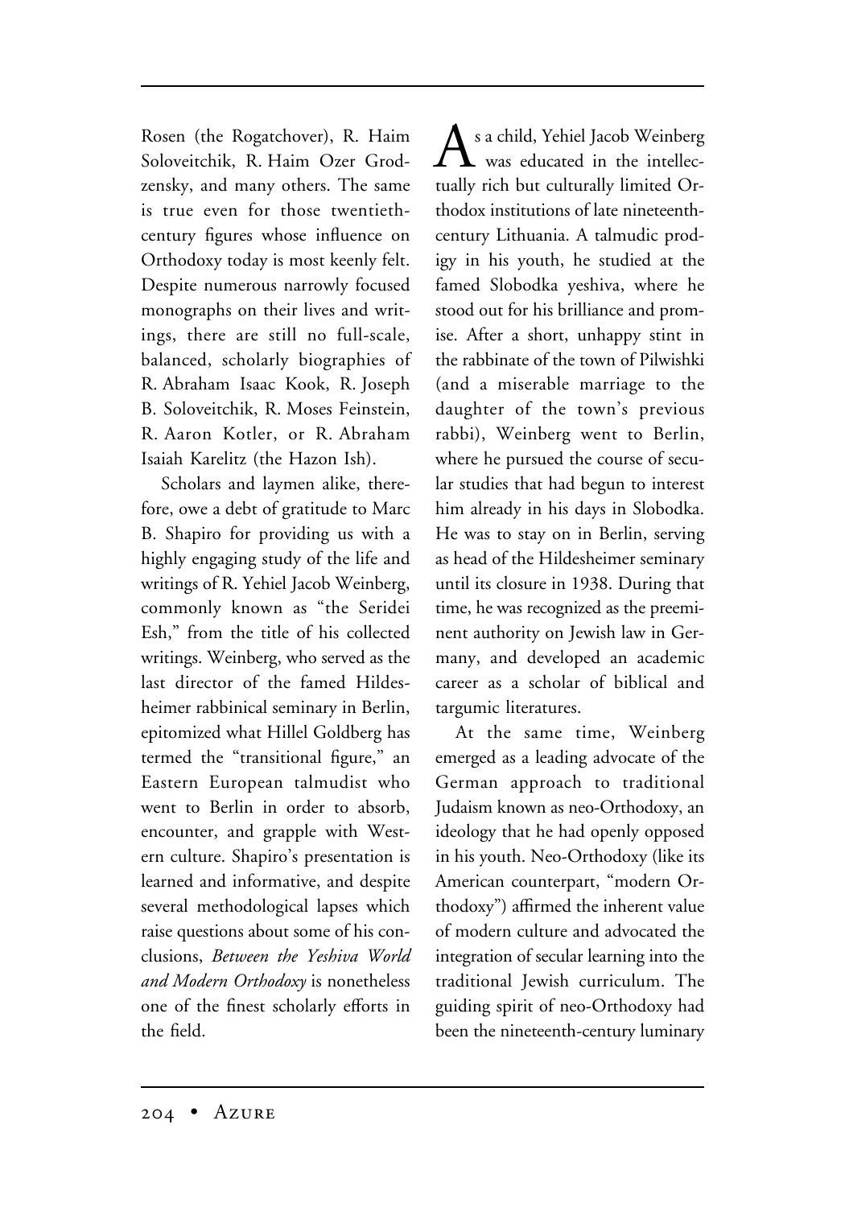Rosen (the Rogatchover), R. Haim Soloveitchik, R. Haim Ozer Grodzensky, and many others. The same is true even for those twentieth-century figures whose influence on Orthodoxy today is most keenly felt. Despite numerous narrowly focused monographs on their lives and writings, there are still no full-scale, balanced, scholarly biographies of R. Abraham Isaac Kook, R. Joseph B. Soloveitchik, R. Moses Feinstein, R. Aaron Kotler, or R. Abraham Isaiah Karelitz (the Hazon Ish).

Scholars and laymen alike, therefore, owe a debt of gratitude to Marc B. Shapiro for providing us with a highly engaging study of the life and writings of R. Yehiel Jacob Weinberg, commonly known as "the Seridei Esh," from the title of his collected writings. Weinberg, who served as the last director of the famed Hildesheimer rabbinical seminary in Berlin, epitomized what Hillel Goldberg has termed the "transitional figure," an Eastern European talmudist who went to Berlin in order to absorb, encounter, and grapple with Western culture. Shapiro's presentation is learned and informative, and despite several methodological lapses which raise questions about some of his conclusions, *Between the Yeshiva World and Modern Orthodoxy* is nonetheless one of the finest scholarly efforts in the field.

As a child, Yehiel Jacob Weinberg was educated in the intellectually rich but culturally limited Orthodox institutions of late nineteenth-century Lithuania. A talmudic prodigy in his youth, he studied at the famed Slobodka yeshiva, where he stood out for his brilliance and promise. After a short, unhappy stint in the rabbinate of the town of Pilwishki (and a miserable marriage to the daughter of the town's previous rabbi), Weinberg went to Berlin, where he pursued the course of secular studies that had begun to interest him already in his days in Slobodka. He was to stay on in Berlin, serving as head of the Hildesheimer seminary until its closure in 1938. During that time, he was recognized as the preeminent authority on Jewish law in Germany, and developed an academic career as a scholar of biblical and targumic literatures.

At the same time, Weinberg emerged as a leading advocate of the German approach to traditional Judaism known as neo-Orthodoxy, an ideology that he had openly opposed in his youth. Neo-Orthodoxy (like its American counterpart, "modern Orthodoxy") affirmed the inherent value of modern culture and advocated the integration of secular learning into the traditional Jewish curriculum. The guiding spirit of neo-Orthodoxy had been the nineteenth-century luminary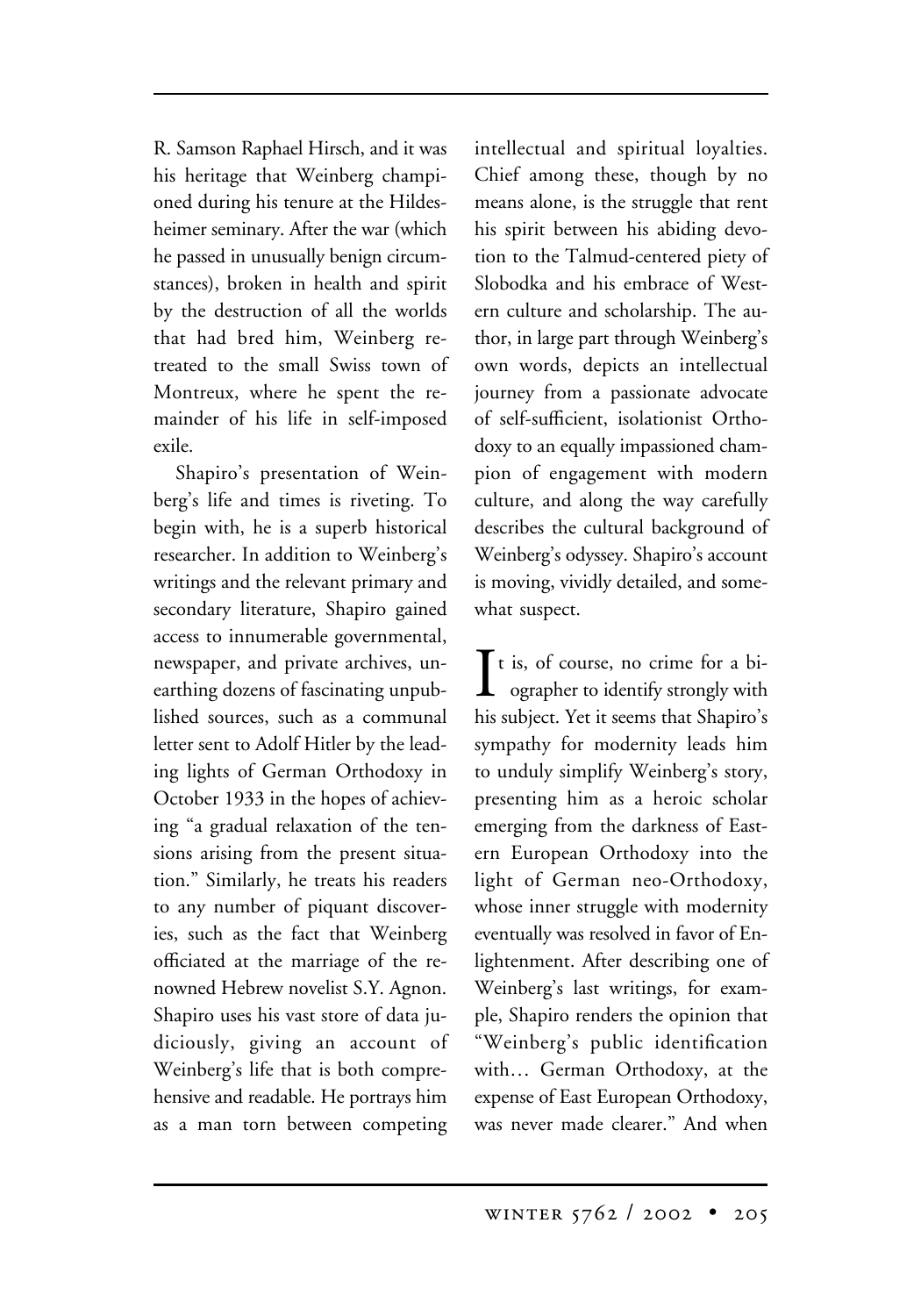R. Samson Raphael Hirsch, and it was his heritage that Weinberg championed during his tenure at the Hildesheimer seminary. After the war (which he passed in unusually benign circumstances), broken in health and spirit by the destruction of all the worlds that had bred him, Weinberg retreated to the small Swiss town of Montreux, where he spent the remainder of his life in self-imposed exile.

Shapiro's presentation of Weinberg's life and times is riveting. To begin with, he is a superb historical researcher. In addition to Weinberg's writings and the relevant primary and secondary literature, Shapiro gained access to innumerable governmental, newspaper, and private archives, unearthing dozens of fascinating unpublished sources, such as a communal letter sent to Adolf Hitler by the leading lights of German Orthodoxy in October 1933 in the hopes of achieving "a gradual relaxation of the tensions arising from the present situation." Similarly, he treats his readers to any number of piquant discoveries, such as the fact that Weinberg officiated at the marriage of the renowned Hebrew novelist S.Y. Agnon. Shapiro uses his vast store of data judiciously, giving an account of Weinberg's life that is both comprehensive and readable. He portrays him as a man torn between competing intellectual and spiritual loyalties. Chief among these, though by no means alone, is the struggle that rent his spirit between his abiding devotion to the Talmud-centered piety of Slobodka and his embrace of Western culture and scholarship. The author, in large part through Weinberg's own words, depicts an intellectual journey from a passionate advocate of self-sufficient, isolationist Orthodoxy to an equally impassioned champion of engagement with modern culture, and along the way carefully describes the cultural background of Weinberg's odyssey. Shapiro's account is moving, vividly detailed, and somewhat suspect.

It is, of course, no crime for a biographer to identify strongly with his subject. Yet it seems that Shapiro's sympathy for modernity leads him to unduly simplify Weinberg's story, presenting him as a heroic scholar emerging from the darkness of Eastern European Orthodoxy into the light of German neo-Orthodoxy, whose inner struggle with modernity eventually was resolved in favor of Enlightenment. After describing one of Weinberg's last writings, for example, Shapiro renders the opinion that "Weinberg's public identification with… German Orthodoxy, at the expense of East European Orthodoxy, was never made clearer." And when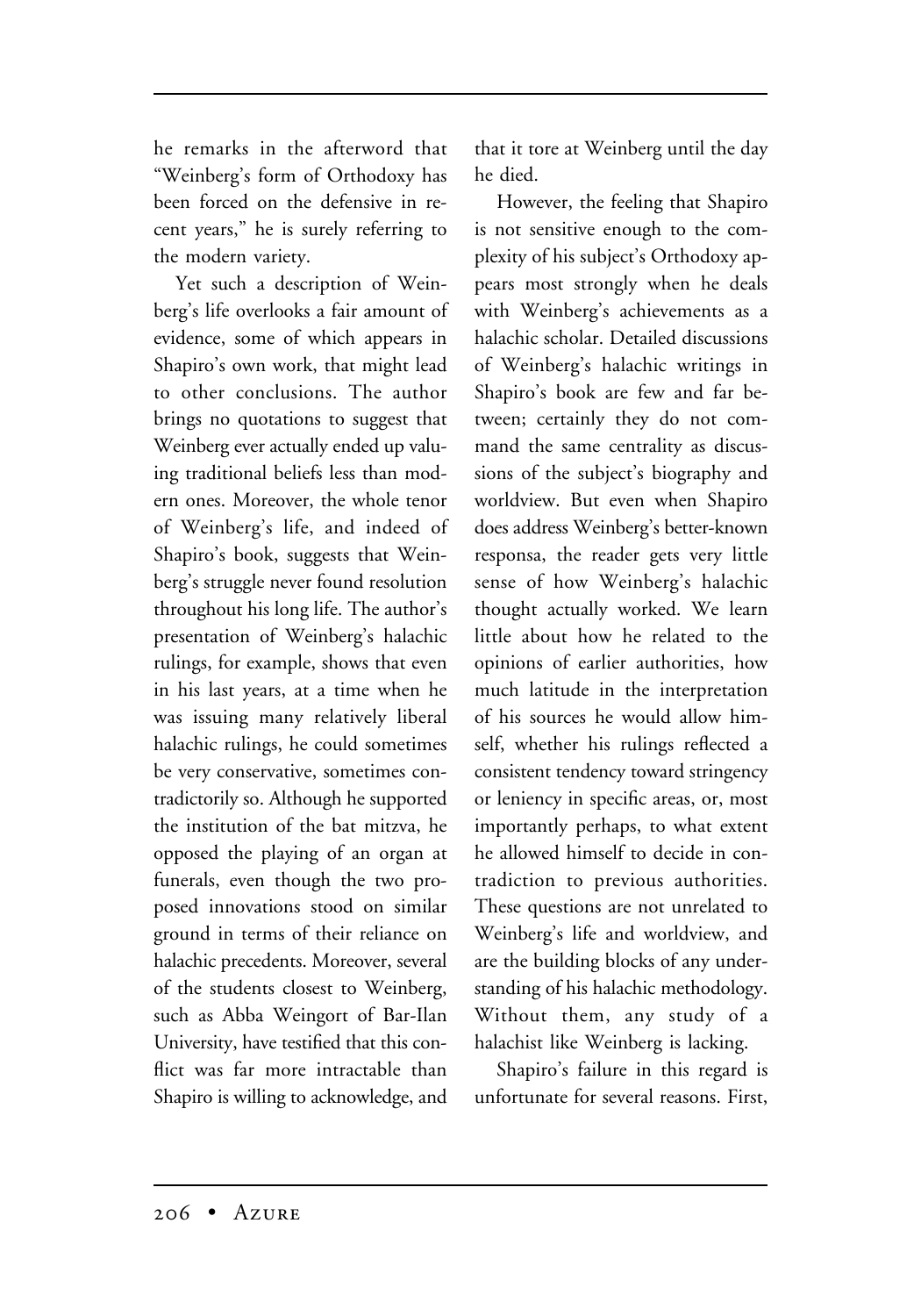he remarks in the afterword that "Weinberg's form of Orthodoxy has been forced on the defensive in recent years," he is surely referring to the modern variety.

Yet such a description of Weinberg's life overlooks a fair amount of evidence, some of which appears in Shapiro's own work, that might lead to other conclusions. The author brings no quotations to suggest that Weinberg ever actually ended up valuing traditional beliefs less than modern ones. Moreover, the whole tenor of Weinberg's life, and indeed of Shapiro's book, suggests that Weinberg's struggle never found resolution throughout his long life. The author's presentation of Weinberg's halachic rulings, for example, shows that even in his last years, at a time when he was issuing many relatively liberal halachic rulings, he could sometimes be very conservative, sometimes contradictorily so. Although he supported the institution of the bat mitzva, he opposed the playing of an organ at funerals, even though the two proposed innovations stood on similar ground in terms of their reliance on halachic precedents. Moreover, several of the students closest to Weinberg, such as Abba Weingort of Bar-Ilan University, have testified that this conflict was far more intractable than Shapiro is willing to acknowledge, and that it tore at Weinberg until the day he died.

However, the feeling that Shapiro is not sensitive enough to the complexity of his subject's Orthodoxy appears most strongly when he deals with Weinberg's achievements as a halachic scholar. Detailed discussions of Weinberg's halachic writings in Shapiro's book are few and far between; certainly they do not command the same centrality as discussions of the subject's biography and worldview. But even when Shapiro does address Weinberg's better-known responsa, the reader gets very little sense of how Weinberg's halachic thought actually worked. We learn little about how he related to the opinions of earlier authorities, how much latitude in the interpretation of his sources he would allow himself, whether his rulings reflected a consistent tendency toward stringency or leniency in specific areas, or, most importantly perhaps, to what extent he allowed himself to decide in contradiction to previous authorities. These questions are not unrelated to Weinberg's life and worldview, and are the building blocks of any understanding of his halachic methodology. Without them, any study of a halachist like Weinberg is lacking.

Shapiro's failure in this regard is unfortunate for several reasons. First,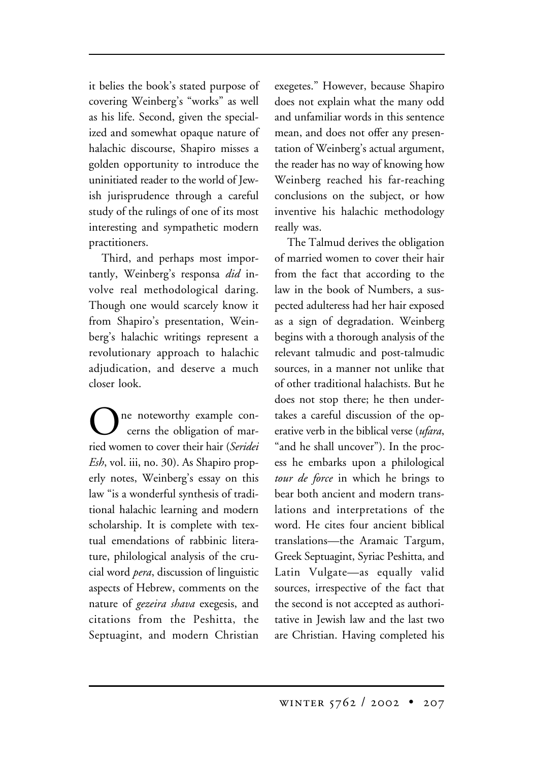it belies the book's stated purpose of covering Weinberg's "works" as well as his life. Second, given the specialized and somewhat opaque nature of halachic discourse, Shapiro misses a golden opportunity to introduce the uninitiated reader to the world of Jewish jurisprudence through a careful study of the rulings of one of its most interesting and sympathetic modern practitioners.

Third, and perhaps most importantly, Weinberg's responsa *did* involve real methodological daring. Though one would scarcely know it from Shapiro's presentation, Weinberg's halachic writings represent a revolutionary approach to halachic adjudication, and deserve a much closer look.

One noteworthy example concerns the obligation of married women to cover their hair (*Seridei Esh*, vol. iii, no. 30). As Shapiro properly notes, Weinberg's essay on this law "is a wonderful synthesis of traditional halachic learning and modern scholarship. It is complete with textual emendations of rabbinic literature, philological analysis of the crucial word *pera*, discussion of linguistic aspects of Hebrew, comments on the nature of *gezeira shava* exegesis, and citations from the Peshitta, the Septuagint, and modern Christian exegetes." However, because Shapiro does not explain what the many odd and unfamiliar words in this sentence mean, and does not offer any presentation of Weinberg's actual argument, the reader has no way of knowing how Weinberg reached his far-reaching conclusions on the subject, or how inventive his halachic methodology really was.

The Talmud derives the obligation of married women to cover their hair from the fact that according to the law in the book of Numbers, a suspected adulteress had her hair exposed as a sign of degradation. Weinberg begins with a thorough analysis of the relevant talmudic and post-talmudic sources, in a manner not unlike that of other traditional halachists. But he does not stop there; he then undertakes a careful discussion of the operative verb in the biblical verse (*ufara*, "and he shall uncover"). In the process he embarks upon a philological *tour de force* in which he brings to bear both ancient and modern translations and interpretations of the word. He cites four ancient biblical translations—the Aramaic Targum, Greek Septuagint, Syriac Peshitta, and Latin Vulgate—as equally valid sources, irrespective of the fact that the second is not accepted as authoritative in Jewish law and the last two are Christian. Having completed his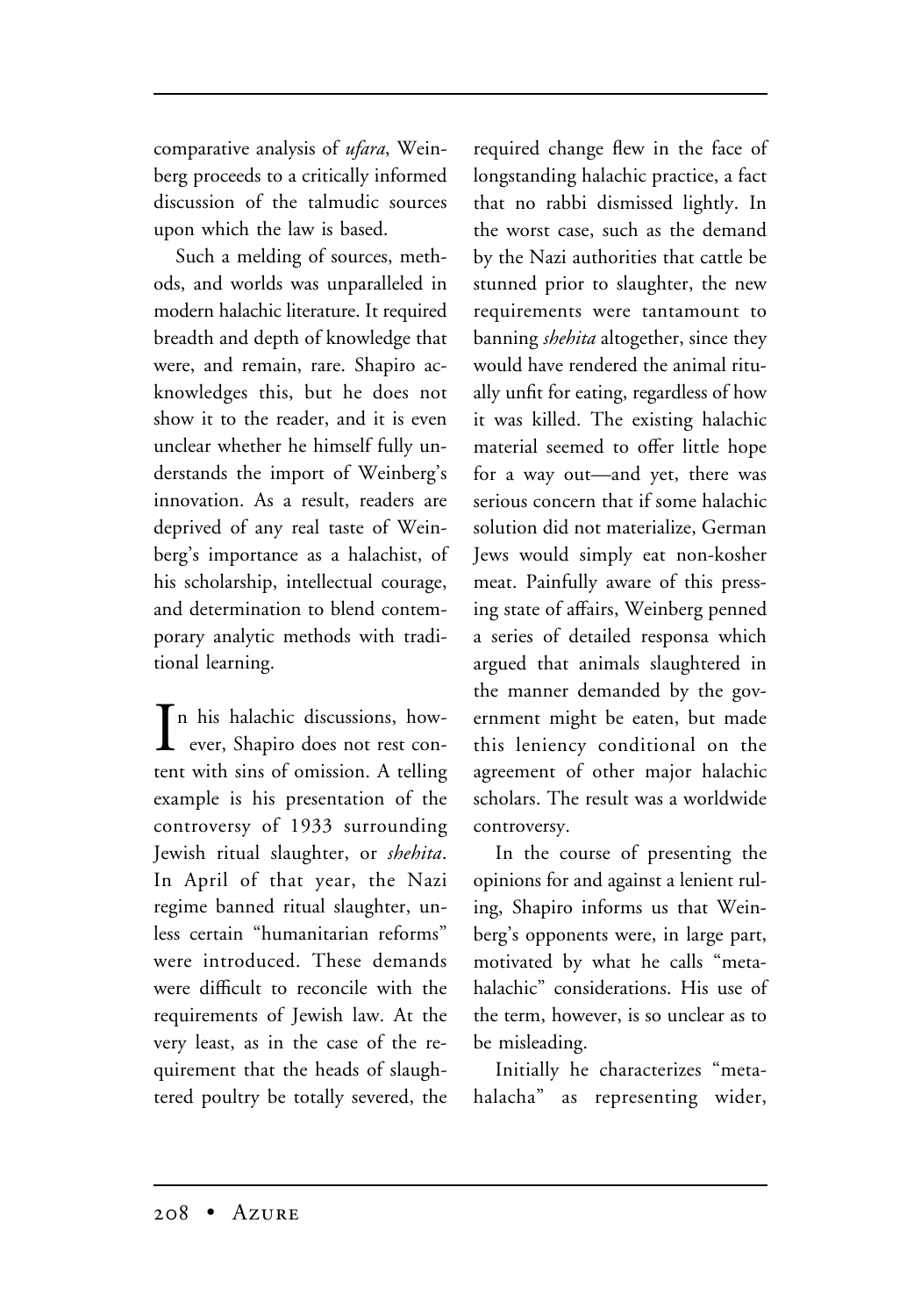comparative analysis of *ufara*, Weinberg proceeds to a critically informed discussion of the talmudic sources upon which the law is based.

Such a melding of sources, methods, and worlds was unparalleled in modern halachic literature. It required breadth and depth of knowledge that were, and remain, rare. Shapiro acknowledges this, but he does not show it to the reader, and it is even unclear whether he himself fully understands the import of Weinberg's innovation. As a result, readers are deprived of any real taste of Weinberg's importance as a halachist, of his scholarship, intellectual courage, and determination to blend contemporary analytic methods with traditional learning.

In his halachic discussions, however, Shapiro does not rest content with sins of omission. A telling example is his presentation of the controversy of 1933 surrounding Jewish ritual slaughter, or *shehita*. In April of that year, the Nazi regime banned ritual slaughter, unless certain "humanitarian reforms" were introduced. These demands were difficult to reconcile with the requirements of Jewish law. At the very least, as in the case of the requirement that the heads of slaughtered poultry be totally severed, the required change flew in the face of longstanding halachic practice, a fact that no rabbi dismissed lightly. In the worst case, such as the demand by the Nazi authorities that cattle be stunned prior to slaughter, the new requirements were tantamount to banning *shehita* altogether, since they would have rendered the animal ritually unfit for eating, regardless of how it was killed. The existing halachic material seemed to offer little hope for a way out—and yet, there was serious concern that if some halachic solution did not materialize, German Jews would simply eat non-kosher meat. Painfully aware of this pressing state of affairs, Weinberg penned a series of detailed responsa which argued that animals slaughtered in the manner demanded by the government might be eaten, but made this leniency conditional on the agreement of other major halachic scholars. The result was a worldwide controversy.

In the course of presenting the opinions for and against a lenient ruling, Shapiro informs us that Weinberg's opponents were, in large part, motivated by what he calls "metahalachic" considerations. His use of the term, however, is so unclear as to be misleading.

Initially he characterizes "metahalacha" as representing wider,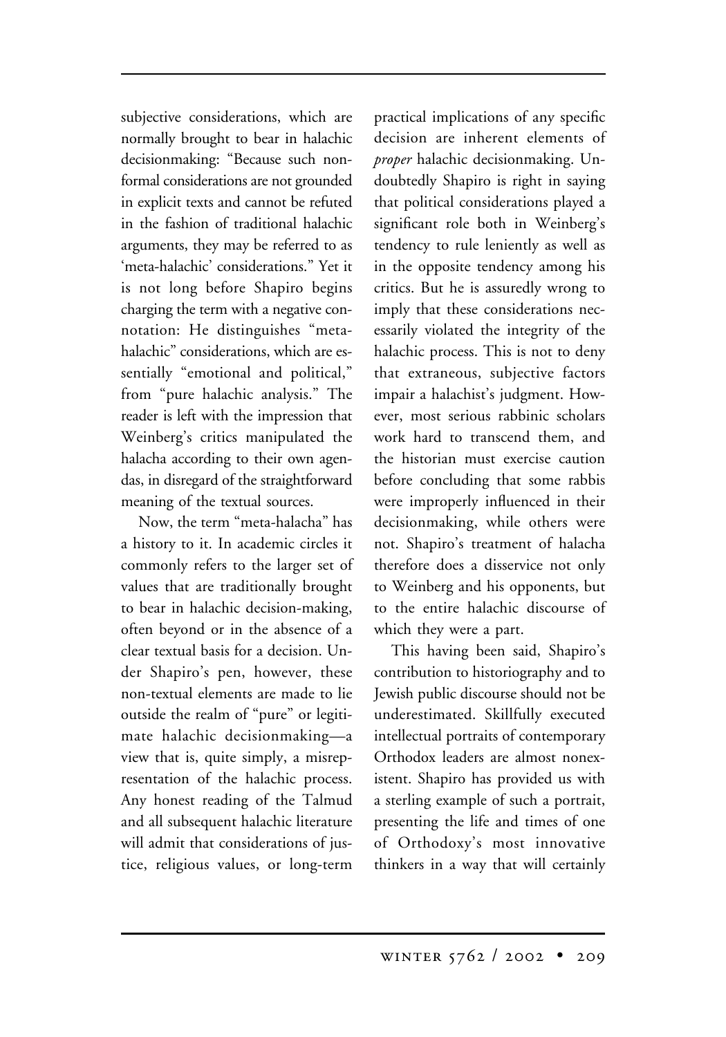subjective considerations, which are normally brought to bear in halachic decisionmaking: "Because such non-formal considerations are not grounded in explicit texts and cannot be refuted in the fashion of traditional halachic arguments, they may be referred to as 'meta-halachic' considerations." Yet it is not long before Shapiro begins charging the term with a negative connotation: He distinguishes "meta-halachic" considerations, which are essentially "emotional and political," from "pure halachic analysis." The reader is left with the impression that Weinberg's critics manipulated the halacha according to their own agendas, in disregard of the straightforward meaning of the textual sources.

Now, the term "meta-halacha" has a history to it. In academic circles it commonly refers to the larger set of values that are traditionally brought to bear in halachic decision-making, often beyond or in the absence of a clear textual basis for a decision. Under Shapiro's pen, however, these non-textual elements are made to lie outside the realm of "pure" or legitimate halachic decisionmaking—a view that is, quite simply, a misrepresentation of the halachic process. Any honest reading of the Talmud and all subsequent halachic literature will admit that considerations of justice, religious values, or long-term practical implications of any specific decision are inherent elements of *proper* halachic decisionmaking. Undoubtedly Shapiro is right in saying that political considerations played a significant role both in Weinberg's tendency to rule leniently as well as in the opposite tendency among his critics. But he is assuredly wrong to imply that these considerations necessarily violated the integrity of the halachic process. This is not to deny that extraneous, subjective factors impair a halachist's judgment. However, most serious rabbinic scholars work hard to transcend them, and the historian must exercise caution before concluding that some rabbis were improperly influenced in their decisionmaking, while others were not. Shapiro's treatment of halacha therefore does a disservice not only to Weinberg and his opponents, but to the entire halachic discourse of which they were a part.

This having been said, Shapiro's contribution to historiography and to Jewish public discourse should not be underestimated. Skillfully executed intellectual portraits of contemporary Orthodox leaders are almost nonexistent. Shapiro has provided us with a sterling example of such a portrait, presenting the life and times of one of Orthodoxy's most innovative thinkers in a way that will certainly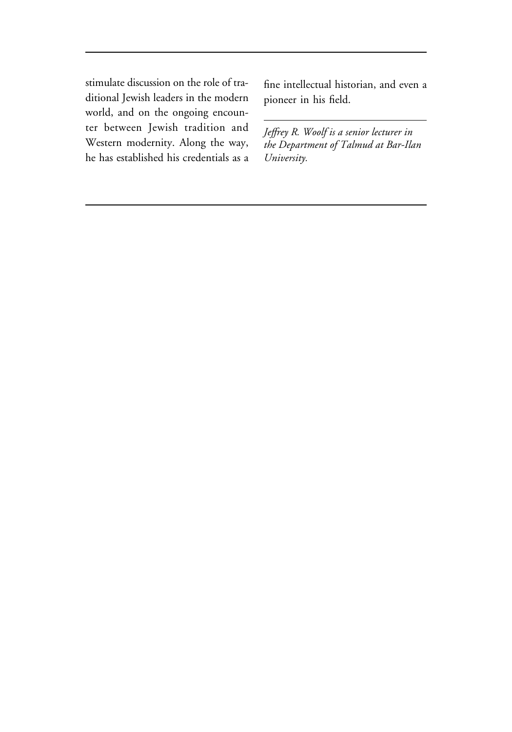stimulate discussion on the role of traditional Jewish leaders in the modern world, and on the ongoing encounter between Jewish tradition and Western modernity. Along the way, he has established his credentials as a fine intellectual historian, and even a pioneer in his field.

---

*Jeffrey R. Woolf is a senior lecturer in the Department of Talmud at Bar-Ilan University.*